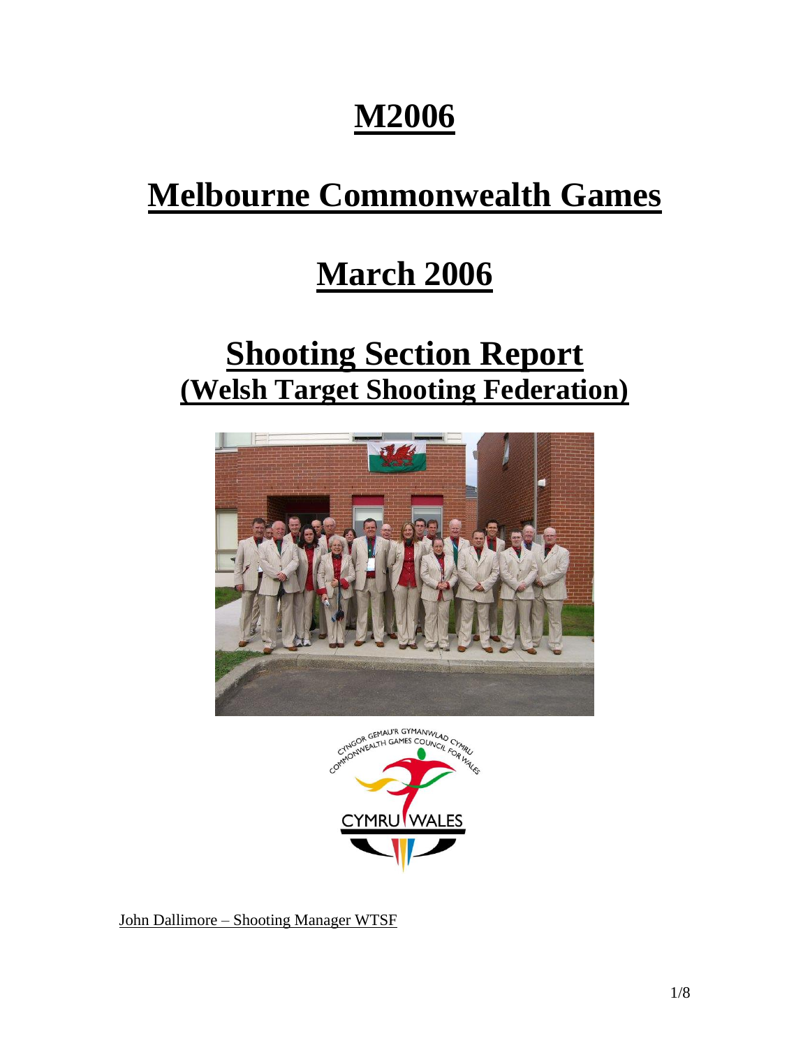# M2006

# Melbourne Commonwealth Games

# March 2006

# Shooting Section Report
## (Welsh Target Shooting Federation)

John Dallimore – Shooting Manager WTSF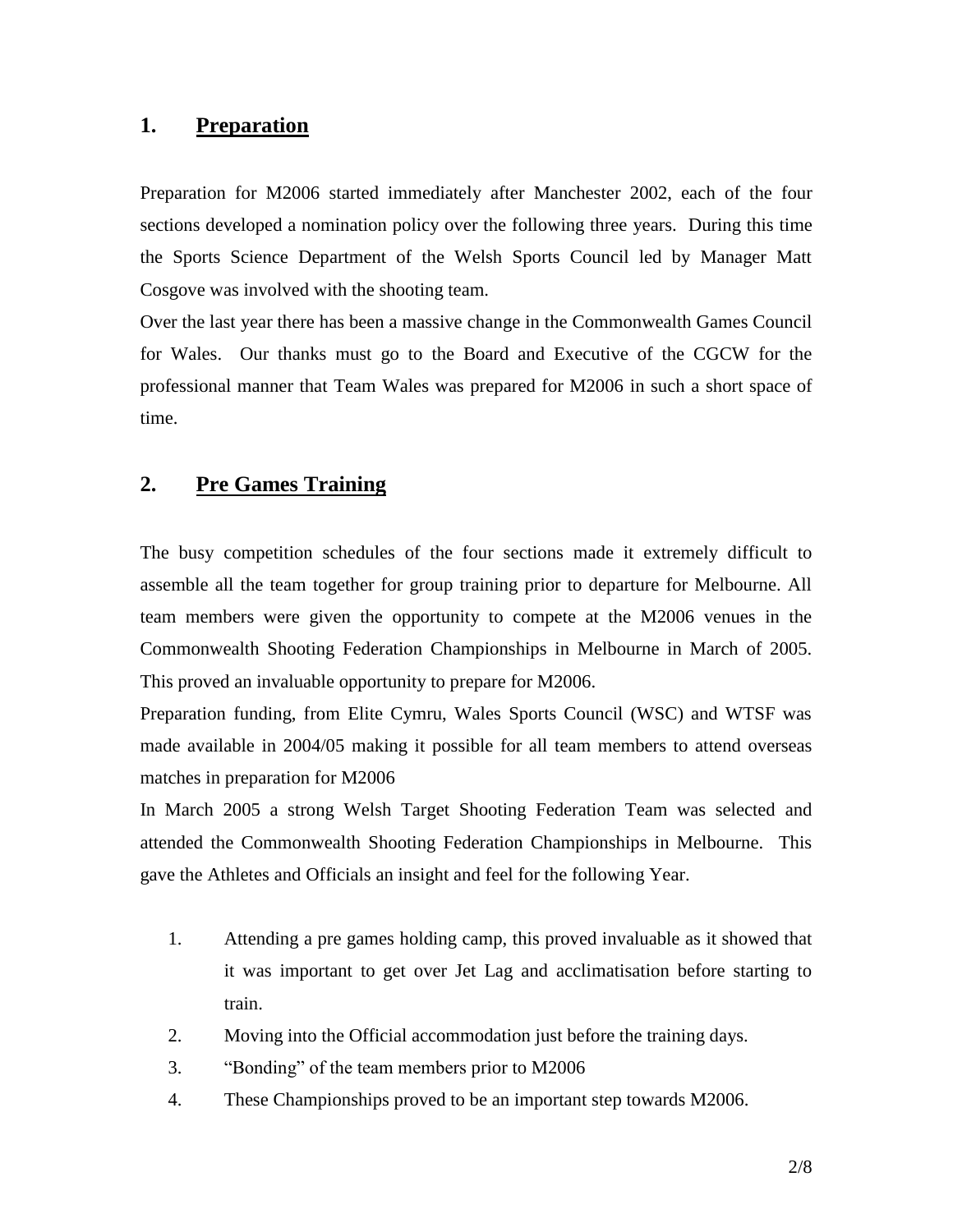## 1. Preparation

Preparation for M2006 started immediately after Manchester 2002, each of the four sections developed a nomination policy over the following three years. During this time the Sports Science Department of the Welsh Sports Council led by Manager Matt Cosgove was involved with the shooting team.

Over the last year there has been a massive change in the Commonwealth Games Council for Wales. Our thanks must go to the Board and Executive of the CGCW for the professional manner that Team Wales was prepared for M2006 in such a short space of time.

## 2. Pre Games Training

The busy competition schedules of the four sections made it extremely difficult to assemble all the team together for group training prior to departure for Melbourne. All team members were given the opportunity to compete at the M2006 venues in the Commonwealth Shooting Federation Championships in Melbourne in March of 2005. This proved an invaluable opportunity to prepare for M2006.

Preparation funding, from Elite Cymru, Wales Sports Council (WSC) and WTSF was made available in 2004/05 making it possible for all team members to attend overseas matches in preparation for M2006

In March 2005 a strong Welsh Target Shooting Federation Team was selected and attended the Commonwealth Shooting Federation Championships in Melbourne. This gave the Athletes and Officials an insight and feel for the following Year.

1. Attending a pre games holding camp, this proved invaluable as it showed that it was important to get over Jet Lag and acclimatisation before starting to train.
2. Moving into the Official accommodation just before the training days.
3. "Bonding" of the team members prior to M2006
4. These Championships proved to be an important step towards M2006.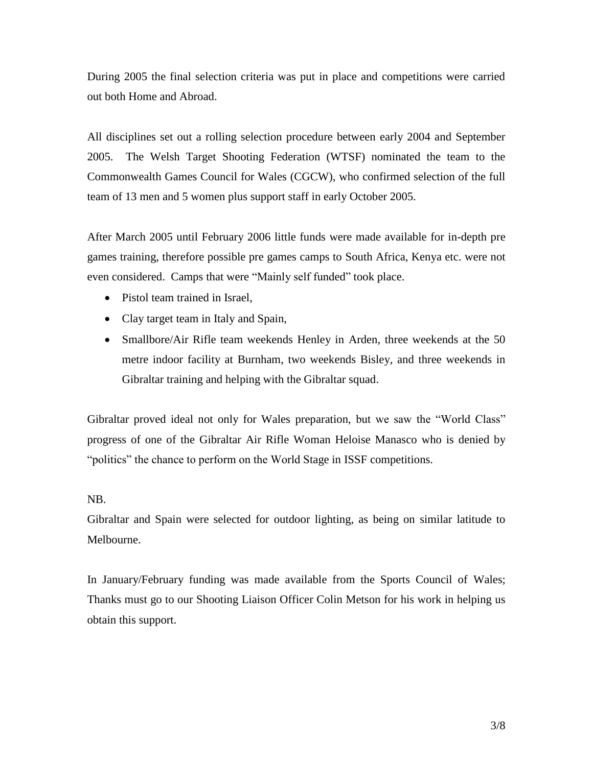During 2005 the final selection criteria was put in place and competitions were carried out both Home and Abroad.

All disciplines set out a rolling selection procedure between early 2004 and September 2005. The Welsh Target Shooting Federation (WTSF) nominated the team to the Commonwealth Games Council for Wales (CGCW), who confirmed selection of the full team of 13 men and 5 women plus support staff in early October 2005.

After March 2005 until February 2006 little funds were made available for in-depth pre games training, therefore possible pre games camps to South Africa, Kenya etc. were not even considered. Camps that were "Mainly self funded" took place.

- Pistol team trained in Israel,
- Clay target team in Italy and Spain,
- Smallbore/Air Rifle team weekends Henley in Arden, three weekends at the 50 metre indoor facility at Burnham, two weekends Bisley, and three weekends in Gibraltar training and helping with the Gibraltar squad.

Gibraltar proved ideal not only for Wales preparation, but we saw the "World Class" progress of one of the Gibraltar Air Rifle Woman Heloise Manasco who is denied by "politics" the chance to perform on the World Stage in ISSF competitions.

NB.
Gibraltar and Spain were selected for outdoor lighting, as being on similar latitude to Melbourne.

In January/February funding was made available from the Sports Council of Wales; Thanks must go to our Shooting Liaison Officer Colin Metson for his work in helping us obtain this support.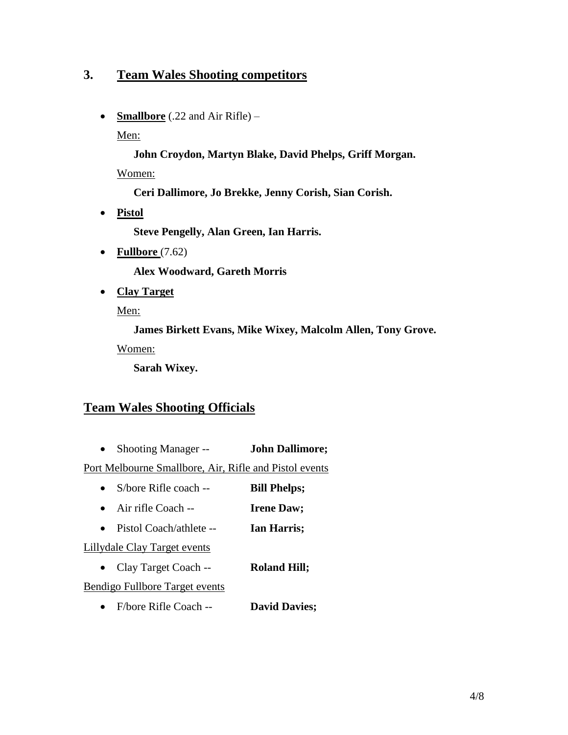## 3. Team Wales Shooting competitors

- **Smallbore** (.22 and Air Rifle) –

  Men:

  **John Croydon, Martyn Blake, David Phelps, Griff Morgan.**

  Women:

  **Ceri Dallimore, Jo Brekke, Jenny Corish, Sian Corish.**

- **Pistol**

  **Steve Pengelly, Alan Green, Ian Harris.**

- **Fullbore** (7.62)

  **Alex Woodward, Gareth Morris**

- **Clay Target**

  Men:

  **James Birkett Evans, Mike Wixey, Malcolm Allen, Tony Grove.**

  Women:

  **Sarah Wixey.**

## Team Wales Shooting Officials

- Shooting Manager -- **John Dallimore;**

Port Melbourne Smallbore, Air, Rifle and Pistol events

- S/bore Rifle coach -- **Bill Phelps;**
- Air rifle Coach -- **Irene Daw;**
- Pistol Coach/athlete -- **Ian Harris;**

Lillydale Clay Target events

- Clay Target Coach -- **Roland Hill;**

Bendigo Fullbore Target events

- F/bore Rifle Coach -- **David Davies;**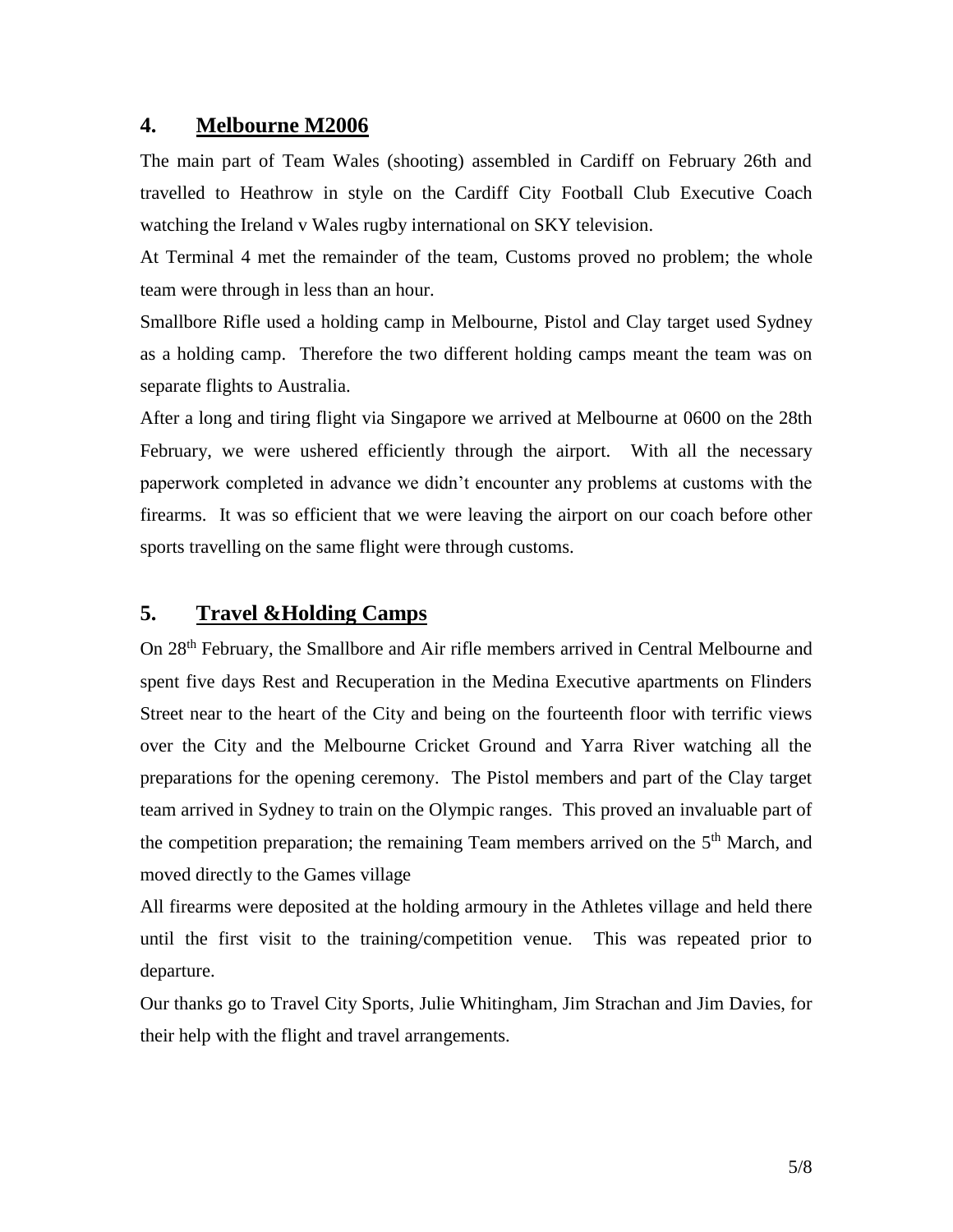## 4. Melbourne M2006

The main part of Team Wales (shooting) assembled in Cardiff on February 26th and travelled to Heathrow in style on the Cardiff City Football Club Executive Coach watching the Ireland v Wales rugby international on SKY television.

At Terminal 4 met the remainder of the team, Customs proved no problem; the whole team were through in less than an hour.

Smallbore Rifle used a holding camp in Melbourne, Pistol and Clay target used Sydney as a holding camp. Therefore the two different holding camps meant the team was on separate flights to Australia.

After a long and tiring flight via Singapore we arrived at Melbourne at 0600 on the 28th February, we were ushered efficiently through the airport. With all the necessary paperwork completed in advance we didn't encounter any problems at customs with the firearms. It was so efficient that we were leaving the airport on our coach before other sports travelling on the same flight were through customs.

## 5. Travel &Holding Camps

On 28th February, the Smallbore and Air rifle members arrived in Central Melbourne and spent five days Rest and Recuperation in the Medina Executive apartments on Flinders Street near to the heart of the City and being on the fourteenth floor with terrific views over the City and the Melbourne Cricket Ground and Yarra River watching all the preparations for the opening ceremony. The Pistol members and part of the Clay target team arrived in Sydney to train on the Olympic ranges. This proved an invaluable part of the competition preparation; the remaining Team members arrived on the 5th March, and moved directly to the Games village

All firearms were deposited at the holding armoury in the Athletes village and held there until the first visit to the training/competition venue. This was repeated prior to departure.

Our thanks go to Travel City Sports, Julie Whitingham, Jim Strachan and Jim Davies, for their help with the flight and travel arrangements.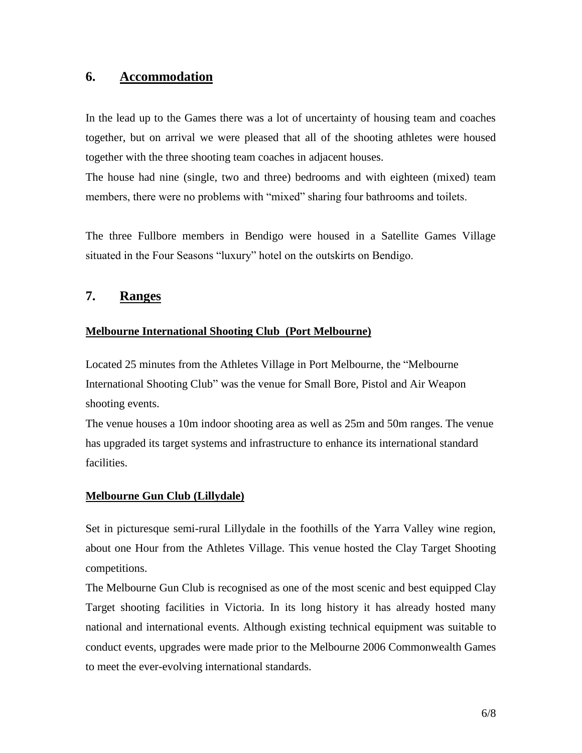## 6. Accommodation

In the lead up to the Games there was a lot of uncertainty of housing team and coaches together, but on arrival we were pleased that all of the shooting athletes were housed together with the three shooting team coaches in adjacent houses.
The house had nine (single, two and three) bedrooms and with eighteen (mixed) team members, there were no problems with "mixed" sharing four bathrooms and toilets.

The three Fullbore members in Bendigo were housed in a Satellite Games Village situated in the Four Seasons "luxury" hotel on the outskirts on Bendigo.

## 7. Ranges

### Melbourne International Shooting Club (Port Melbourne)

Located 25 minutes from the Athletes Village in Port Melbourne, the "Melbourne International Shooting Club" was the venue for Small Bore, Pistol and Air Weapon shooting events.
The venue houses a 10m indoor shooting area as well as 25m and 50m ranges. The venue has upgraded its target systems and infrastructure to enhance its international standard facilities.

### Melbourne Gun Club (Lillydale)

Set in picturesque semi-rural Lillydale in the foothills of the Yarra Valley wine region, about one Hour from the Athletes Village. This venue hosted the Clay Target Shooting competitions.
The Melbourne Gun Club is recognised as one of the most scenic and best equipped Clay Target shooting facilities in Victoria. In its long history it has already hosted many national and international events. Although existing technical equipment was suitable to conduct events, upgrades were made prior to the Melbourne 2006 Commonwealth Games to meet the ever-evolving international standards.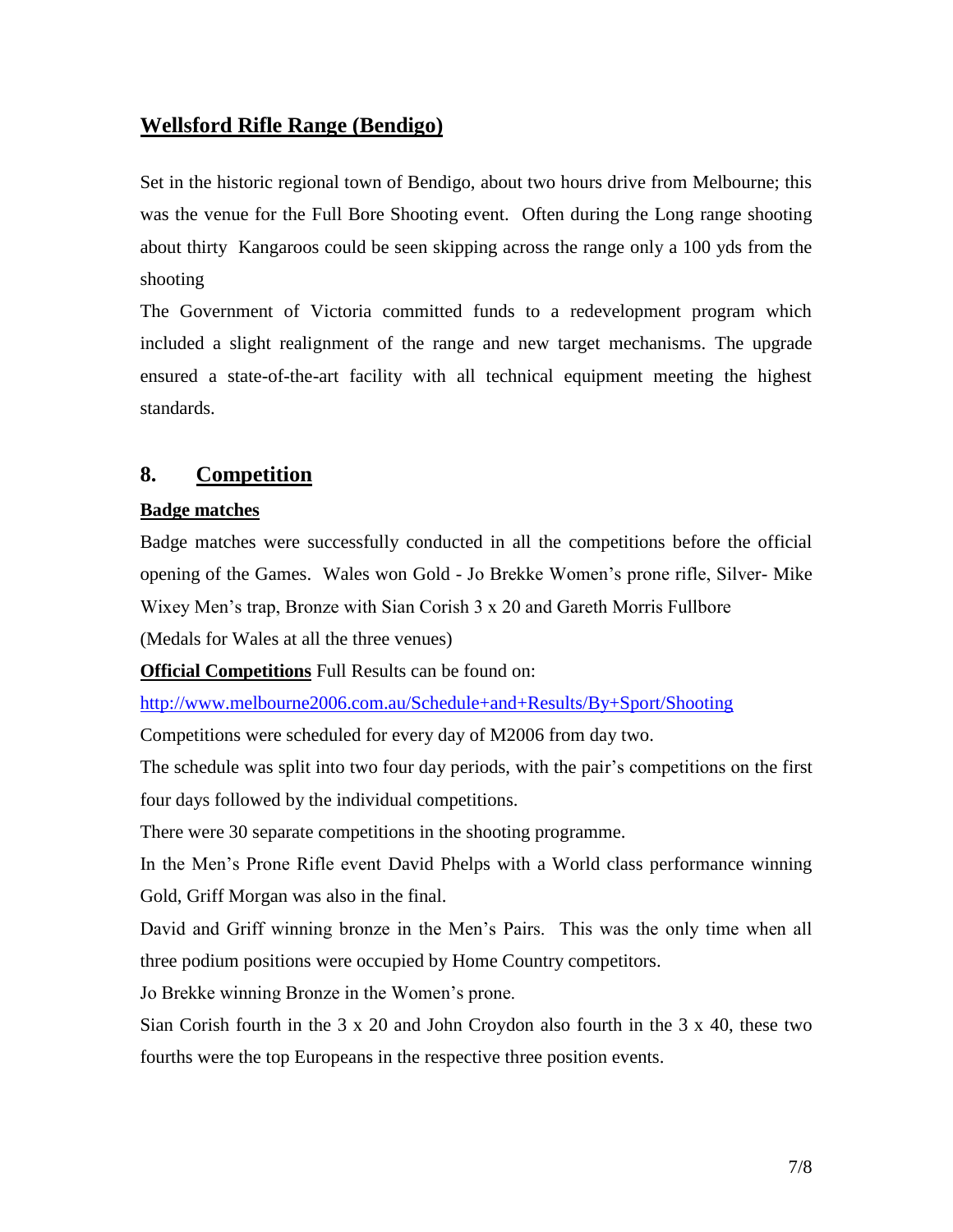## Wellsford Rifle Range (Bendigo)

Set in the historic regional town of Bendigo, about two hours drive from Melbourne; this was the venue for the Full Bore Shooting event. Often during the Long range shooting about thirty Kangaroos could be seen skipping across the range only a 100 yds from the shooting

The Government of Victoria committed funds to a redevelopment program which included a slight realignment of the range and new target mechanisms. The upgrade ensured a state-of-the-art facility with all technical equipment meeting the highest standards.

## 8. Competition

**Badge matches**

Badge matches were successfully conducted in all the competitions before the official opening of the Games. Wales won Gold - Jo Brekke Women's prone rifle, Silver- Mike Wixey Men's trap, Bronze with Sian Corish 3 x 20 and Gareth Morris Fullbore

(Medals for Wales at all the three venues)

**Official Competitions** Full Results can be found on:

http://www.melbourne2006.com.au/Schedule+and+Results/By+Sport/Shooting

Competitions were scheduled for every day of M2006 from day two.

The schedule was split into two four day periods, with the pair's competitions on the first four days followed by the individual competitions.

There were 30 separate competitions in the shooting programme.

In the Men's Prone Rifle event David Phelps with a World class performance winning Gold, Griff Morgan was also in the final.

David and Griff winning bronze in the Men's Pairs. This was the only time when all three podium positions were occupied by Home Country competitors.

Jo Brekke winning Bronze in the Women's prone.

Sian Corish fourth in the 3 x 20 and John Croydon also fourth in the 3 x 40, these two fourths were the top Europeans in the respective three position events.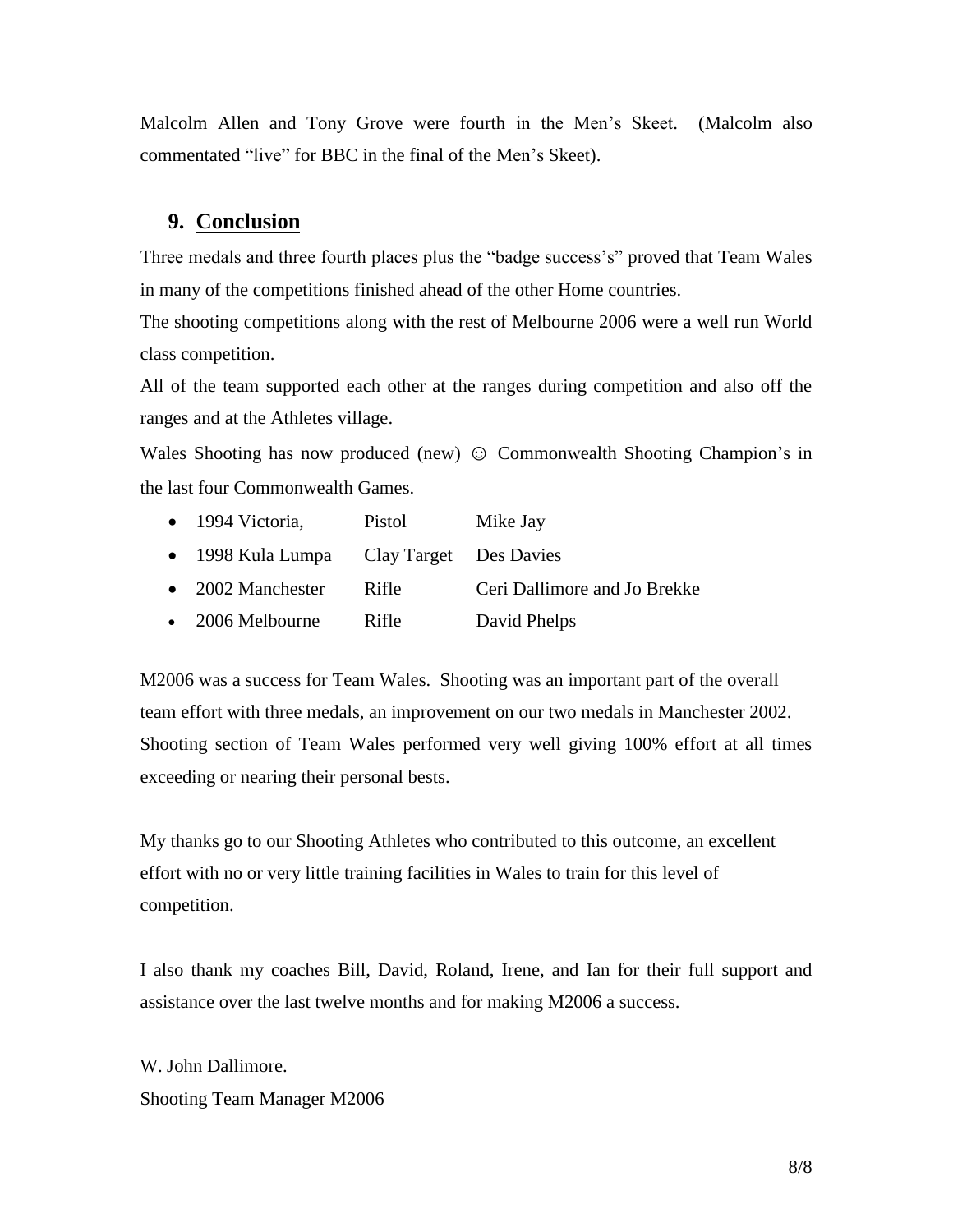Malcolm Allen and Tony Grove were fourth in the Men's Skeet. (Malcolm also commentated "live" for BBC in the final of the Men's Skeet).

## 9. Conclusion

Three medals and three fourth places plus the "badge success's" proved that Team Wales in many of the competitions finished ahead of the other Home countries.

The shooting competitions along with the rest of Melbourne 2006 were a well run World class competition.

All of the team supported each other at the ranges during competition and also off the ranges and at the Athletes village.

Wales Shooting has now produced (new) ☺ Commonwealth Shooting Champion's in the last four Commonwealth Games.

- 1994 Victoria, Pistol Mike Jay
- 1998 Kula Lumpa Clay Target Des Davies
- 2002 Manchester Rifle Ceri Dallimore and Jo Brekke
- 2006 Melbourne Rifle David Phelps

M2006 was a success for Team Wales. Shooting was an important part of the overall team effort with three medals, an improvement on our two medals in Manchester 2002. Shooting section of Team Wales performed very well giving 100% effort at all times exceeding or nearing their personal bests.

My thanks go to our Shooting Athletes who contributed to this outcome, an excellent effort with no or very little training facilities in Wales to train for this level of competition.

I also thank my coaches Bill, David, Roland, Irene, and Ian for their full support and assistance over the last twelve months and for making M2006 a success.

W. John Dallimore.
Shooting Team Manager M2006